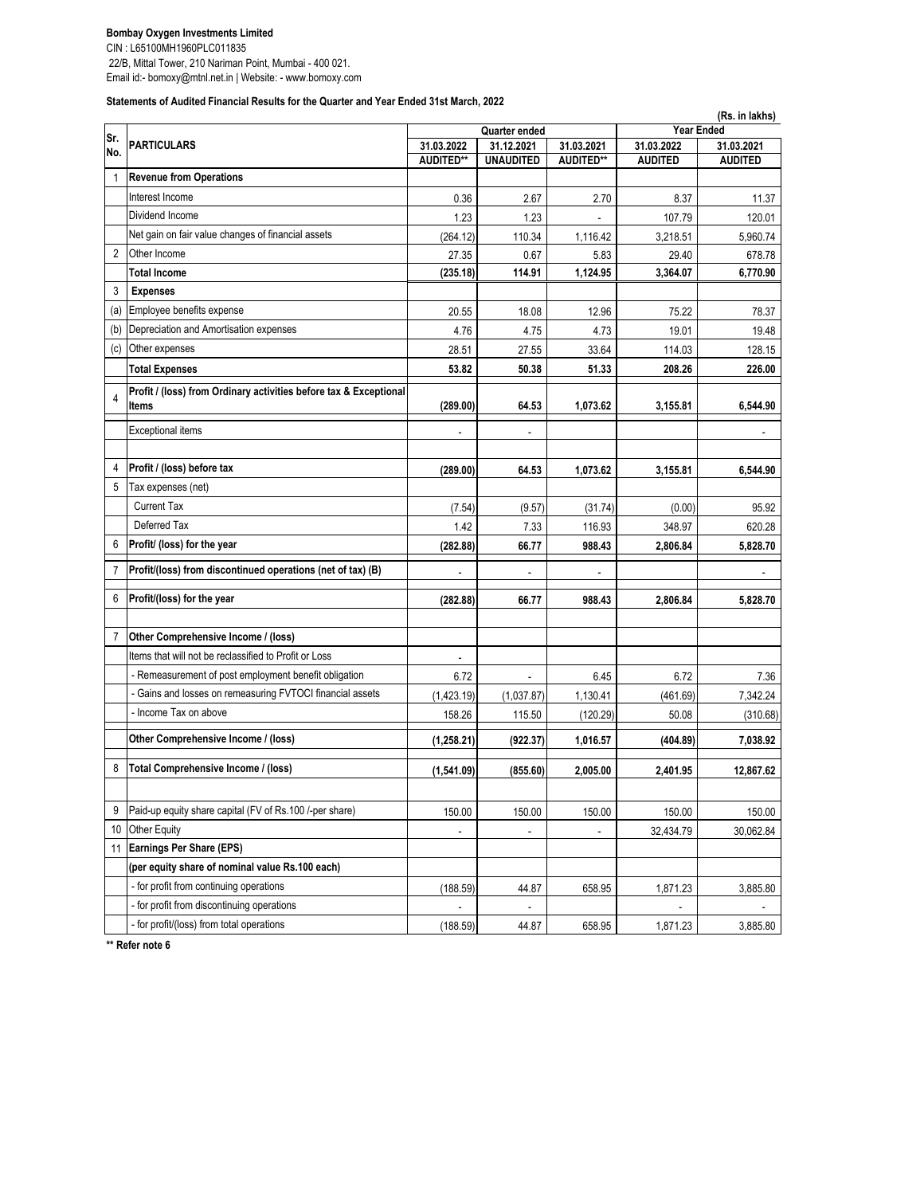**Bombay Oxygen Investments Limited**
CIN : L65100MH1960PLC011835
22/B, Mittal Tower, 210 Nariman Point, Mumbai - 400 021.
Email id:- bomoxy@mtnl.net.in | Website: - www.bomoxy.com

**Statements of Audited Financial Results for the Quarter and Year Ended 31st March, 2022**

**(Rs. in lakhs)**

| Sr. No. | PARTICULARS | Quarter ended | | | Year Ended | |
|---|---|---|---|---|---|---|
| | | 31.03.2022 | 31.12.2021 | 31.03.2021 | 31.03.2022 | 31.03.2021 |
| | | AUDITED** | UNAUDITED | AUDITED** | AUDITED | AUDITED |
| 1 | **Revenue from Operations** | | | | | |
| | Interest Income | 0.36 | 2.67 | 2.70 | 8.37 | 11.37 |
| | Dividend Income | 1.23 | 1.23 | - | 107.79 | 120.01 |
| | Net gain on fair value changes of financial assets | (264.12) | 110.34 | 1,116.42 | 3,218.51 | 5,960.74 |
| 2 | Other Income | 27.35 | 0.67 | 5.83 | 29.40 | 678.78 |
| | **Total Income** | **(235.18)** | **114.91** | **1,124.95** | **3,364.07** | **6,770.90** |
| 3 | **Expenses** | | | | | |
| (a) | Employee benefits expense | 20.55 | 18.08 | 12.96 | 75.22 | 78.37 |
| (b) | Depreciation and Amortisation expenses | 4.76 | 4.75 | 4.73 | 19.01 | 19.48 |
| (c) | Other expenses | 28.51 | 27.55 | 33.64 | 114.03 | 128.15 |
| | **Total Expenses** | **53.82** | **50.38** | **51.33** | **208.26** | **226.00** |
| 4 | **Profit / (loss) from Ordinary activities before tax & Exceptional Items** | **(289.00)** | **64.53** | **1,073.62** | **3,155.81** | **6,544.90** |
| | Exceptional items | - | - | | | - |
| 4 | **Profit / (loss) before tax** | **(289.00)** | **64.53** | **1,073.62** | **3,155.81** | **6,544.90** |
| 5 | Tax expenses (net) | | | | | |
| | Current Tax | (7.54) | (9.57) | (31.74) | (0.00) | 95.92 |
| | Deferred Tax | 1.42 | 7.33 | 116.93 | 348.97 | 620.28 |
| 6 | **Profit/ (loss) for the year** | **(282.88)** | **66.77** | **988.43** | **2,806.84** | **5,828.70** |
| 7 | **Profit/(loss) from discontinued operations (net of tax) (B)** | - | - | - | | - |
| 6 | **Profit/(loss) for the year** | **(282.88)** | **66.77** | **988.43** | **2,806.84** | **5,828.70** |
| 7 | **Other Comprehensive Income / (loss)** | | | | | |
| | Items that will not be reclassified to Profit or Loss | - | | | | |
| | - Remeasurement of post employment benefit obligation | 6.72 | - | 6.45 | 6.72 | 7.36 |
| | - Gains and losses on remeasuring FVTOCI financial assets | (1,423.19) | (1,037.87) | 1,130.41 | (461.69) | 7,342.24 |
| | - Income Tax on above | 158.26 | 115.50 | (120.29) | 50.08 | (310.68) |
| | **Other Comprehensive Income / (loss)** | **(1,258.21)** | **(922.37)** | **1,016.57** | **(404.89)** | **7,038.92** |
| 8 | **Total Comprehensive Income / (loss)** | **(1,541.09)** | **(855.60)** | **2,005.00** | **2,401.95** | **12,867.62** |
| 9 | Paid-up equity share capital (FV of Rs.100 /-per share) | 150.00 | 150.00 | 150.00 | 150.00 | 150.00 |
| 10 | Other Equity | - | - | - | 32,434.79 | 30,062.84 |
| 11 | **Earnings Per Share (EPS)** | | | | | |
| | **(per equity share of nominal value Rs.100 each)** | | | | | |
| | - for profit from continuing operations | (188.59) | 44.87 | 658.95 | 1,871.23 | 3,885.80 |
| | - for profit from discontinuing operations | - | - | | - | - |
| | - for profit/(loss) from total operations | (188.59) | 44.87 | 658.95 | 1,871.23 | 3,885.80 |

**** Refer note 6**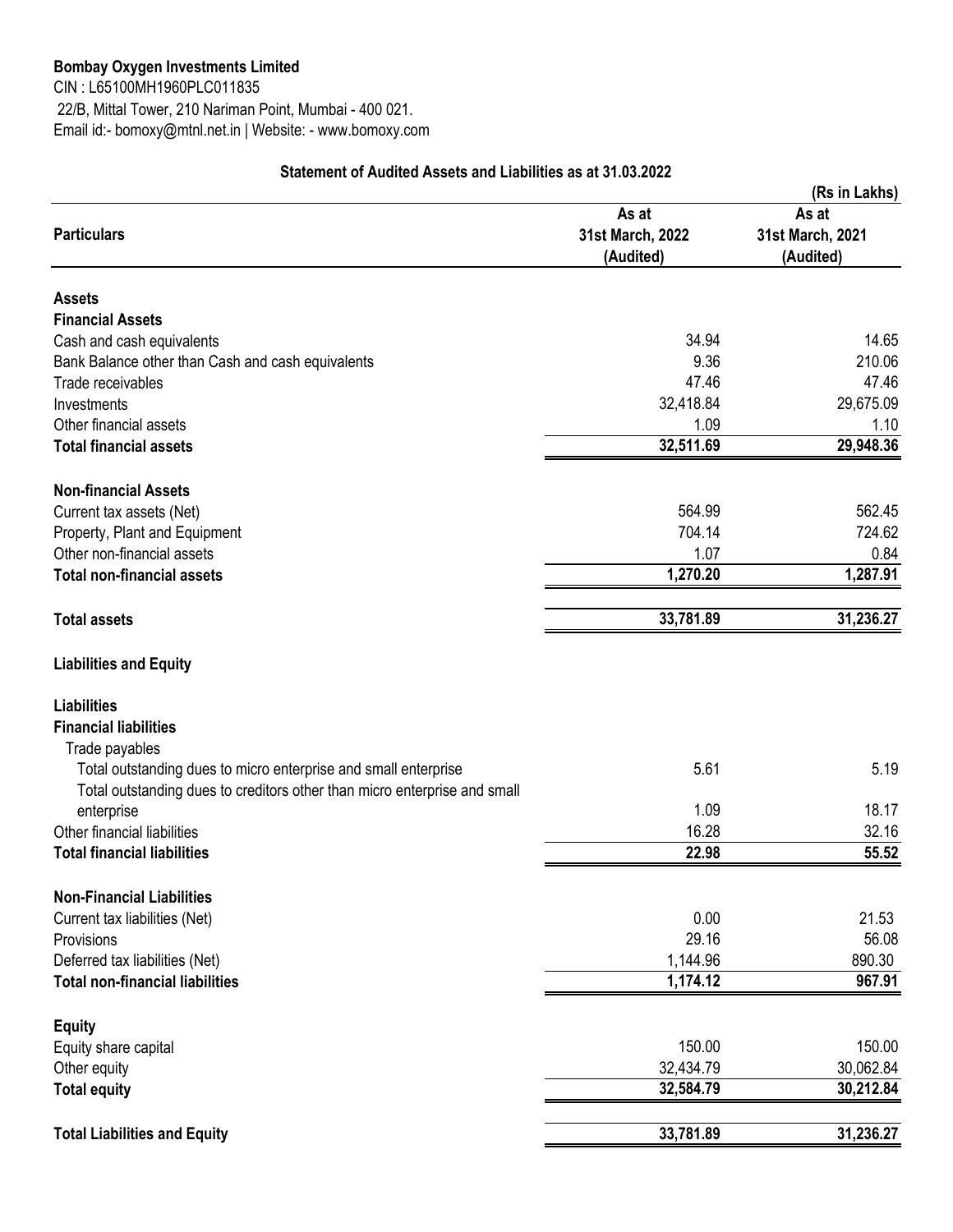**Bombay Oxygen Investments Limited**
CIN : L65100MH1960PLC011835
22/B, Mittal Tower, 210 Nariman Point, Mumbai - 400 021.
Email id:- bomoxy@mtnl.net.in | Website: - www.bomoxy.com

**Statement of Audited Assets and Liabilities as at 31.03.2022**

(Rs in Lakhs)

| Particulars | As at 31st March, 2022 (Audited) | As at 31st March, 2021 (Audited) |
|---|---|---|
| **Assets** | | |
| **Financial Assets** | | |
| Cash and cash equivalents | 34.94 | 14.65 |
| Bank Balance other than Cash and cash equivalents | 9.36 | 210.06 |
| Trade receivables | 47.46 | 47.46 |
| Investments | 32,418.84 | 29,675.09 |
| Other financial assets | 1.09 | 1.10 |
| **Total financial assets** | **32,511.69** | **29,948.36** |
| **Non-financial Assets** | | |
| Current tax assets (Net) | 564.99 | 562.45 |
| Property, Plant and Equipment | 704.14 | 724.62 |
| Other non-financial assets | 1.07 | 0.84 |
| **Total non-financial assets** | **1,270.20** | **1,287.91** |
| **Total assets** | **33,781.89** | **31,236.27** |
| **Liabilities and Equity** | | |
| **Liabilities** | | |
| **Financial liabilities** | | |
| Trade payables | | |
| Total outstanding dues to micro enterprise and small enterprise | 5.61 | 5.19 |
| Total outstanding dues to creditors other than micro enterprise and small enterprise | 1.09 | 18.17 |
| Other financial liabilities | 16.28 | 32.16 |
| **Total financial liabilities** | **22.98** | **55.52** |
| **Non-Financial Liabilities** | | |
| Current tax liabilities (Net) | 0.00 | 21.53 |
| Provisions | 29.16 | 56.08 |
| Deferred tax liabilities (Net) | 1,144.96 | 890.30 |
| **Total non-financial liabilities** | **1,174.12** | **967.91** |
| **Equity** | | |
| Equity share capital | 150.00 | 150.00 |
| Other equity | 32,434.79 | 30,062.84 |
| **Total equity** | **32,584.79** | **30,212.84** |
| **Total Liabilities and Equity** | **33,781.89** | **31,236.27** |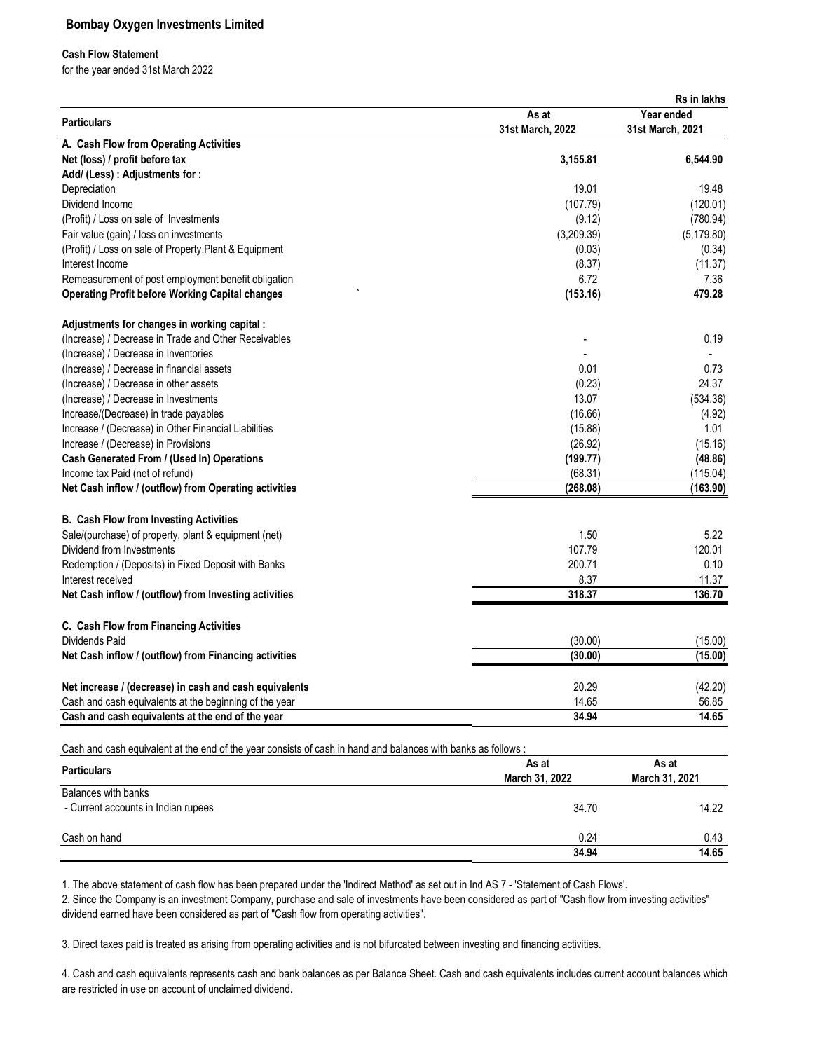# Bombay Oxygen Investments Limited

**Cash Flow Statement**

for the year ended 31st March 2022

Rs in lakhs

| Particulars | As at 31st March, 2022 | Year ended 31st March, 2021 |
|---|---|---|
| **A. Cash Flow from Operating Activities** | | |
| **Net (loss) / profit before tax** | **3,155.81** | **6,544.90** |
| **Add/ (Less) : Adjustments for :** | | |
| Depreciation | 19.01 | 19.48 |
| Dividend Income | (107.79) | (120.01) |
| (Profit) / Loss on sale of Investments | (9.12) | (780.94) |
| Fair value (gain) / loss on investments | (3,209.39) | (5,179.80) |
| (Profit) / Loss on sale of Property,Plant & Equipment | (0.03) | (0.34) |
| Interest Income | (8.37) | (11.37) |
| Remeasurement of post employment benefit obligation | 6.72 | 7.36 |
| **Operating Profit before Working Capital changes** | **(153.16)** | **479.28** |
| | | |
| **Adjustments for changes in working capital :** | | |
| (Increase) / Decrease in Trade and Other Receivables | - | 0.19 |
| (Increase) / Decrease in Inventories | - | - |
| (Increase) / Decrease in financial assets | 0.01 | 0.73 |
| (Increase) / Decrease in other assets | (0.23) | 24.37 |
| (Increase) / Decrease in Investments | 13.07 | (534.36) |
| Increase/(Decrease) in trade payables | (16.66) | (4.92) |
| Increase / (Decrease) in Other Financial Liabilities | (15.88) | 1.01 |
| Increase / (Decrease) in Provisions | (26.92) | (15.16) |
| **Cash Generated From / (Used In) Operations** | **(199.77)** | **(48.86)** |
| Income tax Paid (net of refund) | (68.31) | (115.04) |
| **Net Cash inflow / (outflow) from Operating activities** | **(268.08)** | **(163.90)** |
| | | |
| **B. Cash Flow from Investing Activities** | | |
| Sale/(purchase) of property, plant & equipment (net) | 1.50 | 5.22 |
| Dividend from Investments | 107.79 | 120.01 |
| Redemption / (Deposits) in Fixed Deposit with Banks | 200.71 | 0.10 |
| Interest received | 8.37 | 11.37 |
| **Net Cash inflow / (outflow) from Investing activities** | **318.37** | **136.70** |
| | | |
| **C. Cash Flow from Financing Activities** | | |
| Dividends Paid | (30.00) | (15.00) |
| **Net Cash inflow / (outflow) from Financing activities** | **(30.00)** | **(15.00)** |
| | | |
| **Net increase / (decrease) in cash and cash equivalents** | 20.29 | (42.20) |
| Cash and cash equivalents at the beginning of the year | 14.65 | 56.85 |
| **Cash and cash equivalents at the end of the year** | **34.94** | **14.65** |

Cash and cash equivalent at the end of the year consists of cash in hand and balances with banks as follows :

| Particulars | As at March 31, 2022 | As at March 31, 2021 |
|---|---|---|
| Balances with banks | | |
| - Current accounts in Indian rupees | 34.70 | 14.22 |
| | | |
| Cash on hand | 0.24 | 0.43 |
| | **34.94** | **14.65** |

1. The above statement of cash flow has been prepared under the 'Indirect Method' as set out in Ind AS 7 - 'Statement of Cash Flows'.
2. Since the Company is an investment Company, purchase and sale of investments have been considered as part of "Cash flow from investing activities" dividend earned have been considered as part of "Cash flow from operating activities".
3. Direct taxes paid is treated as arising from operating activities and is not bifurcated between investing and financing activities.
4. Cash and cash equivalents represents cash and bank balances as per Balance Sheet. Cash and cash equivalents includes current account balances which are restricted in use on account of unclaimed dividend.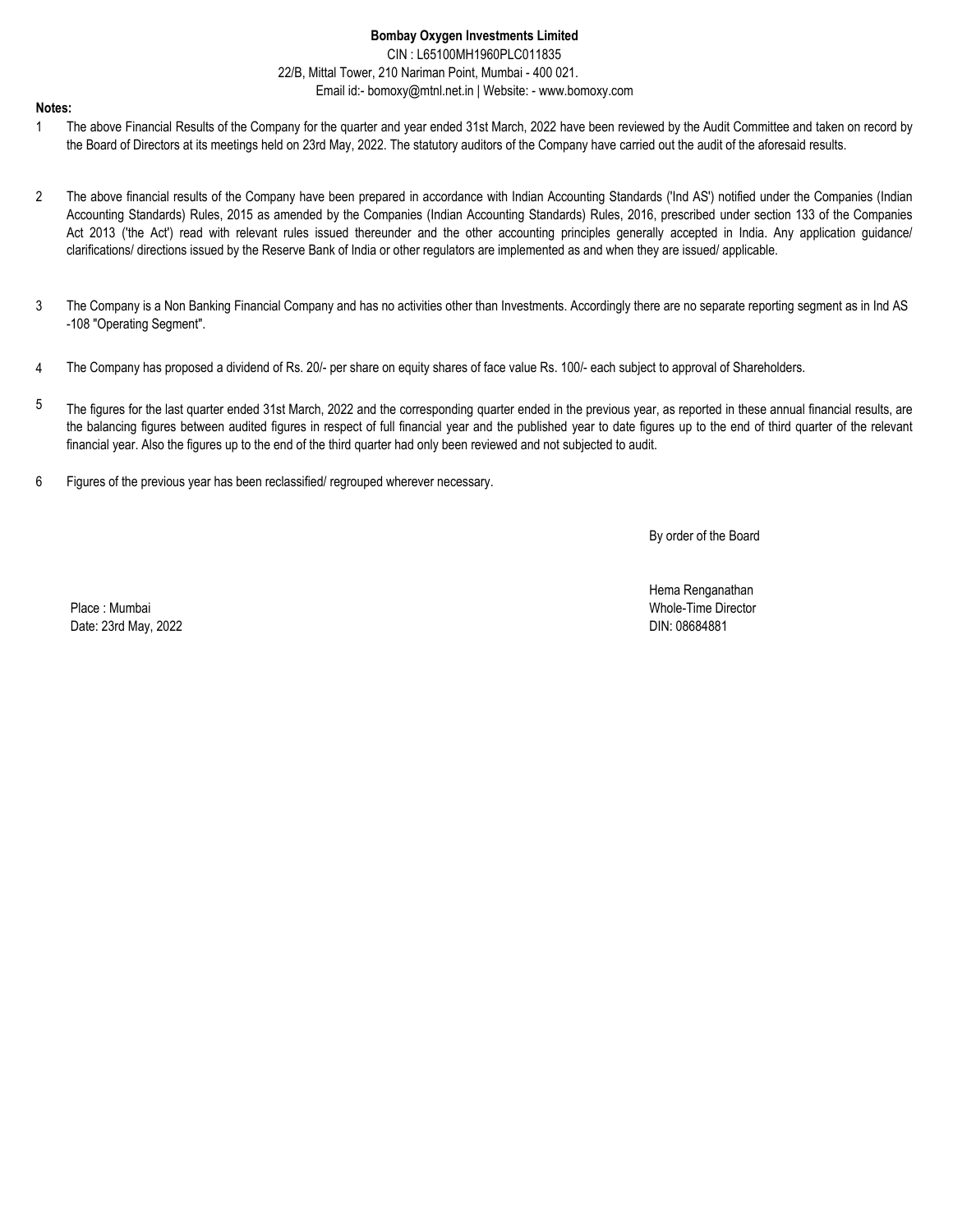**Bombay Oxygen Investments Limited**

CIN : L65100MH1960PLC011835

22/B, Mittal Tower, 210 Nariman Point, Mumbai - 400 021.

Email id:- bomoxy@mtnl.net.in | Website: - www.bomoxy.com

**Notes:**

1. The above Financial Results of the Company for the quarter and year ended 31st March, 2022 have been reviewed by the Audit Committee and taken on record by the Board of Directors at its meetings held on 23rd May, 2022. The statutory auditors of the Company have carried out the audit of the aforesaid results.

2. The above financial results of the Company have been prepared in accordance with Indian Accounting Standards ('Ind AS') notified under the Companies (Indian Accounting Standards) Rules, 2015 as amended by the Companies (Indian Accounting Standards) Rules, 2016, prescribed under section 133 of the Companies Act 2013 ('the Act') read with relevant rules issued thereunder and the other accounting principles generally accepted in India. Any application guidance/ clarifications/ directions issued by the Reserve Bank of India or other regulators are implemented as and when they are issued/ applicable.

3. The Company is a Non Banking Financial Company and has no activities other than Investments. Accordingly there are no separate reporting segment as in Ind AS -108 "Operating Segment".

4. The Company has proposed a dividend of Rs. 20/- per share on equity shares of face value Rs. 100/- each subject to approval of Shareholders.

5. The figures for the last quarter ended 31st March, 2022 and the corresponding quarter ended in the previous year, as reported in these annual financial results, are the balancing figures between audited figures in respect of full financial year and the published year to date figures up to the end of third quarter of the relevant financial year. Also the figures up to the end of the third quarter had only been reviewed and not subjected to audit.

6. Figures of the previous year has been reclassified/ regrouped wherever necessary.

By order of the Board

Hema Renganathan
Whole-Time Director
DIN: 08684881

Place : Mumbai
Date: 23rd May, 2022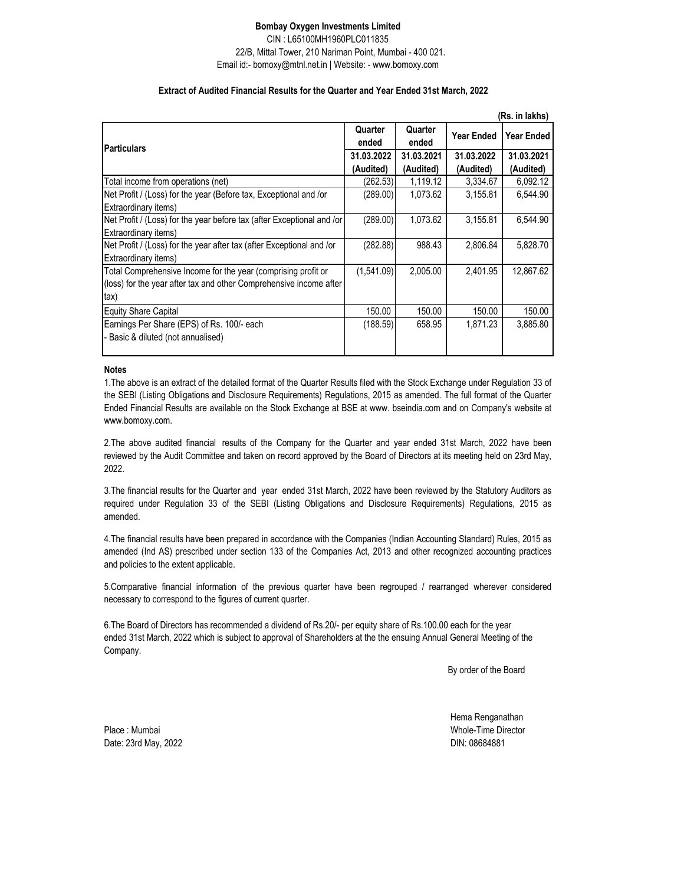**Bombay Oxygen Investments Limited**

CIN : L65100MH1960PLC011835

22/B, Mittal Tower, 210 Nariman Point, Mumbai - 400 021.

Email id:- bomoxy@mtnl.net.in | Website: - www.bomoxy.com

**Extract of Audited Financial Results for the Quarter and Year Ended 31st March, 2022**

**(Rs. in lakhs)**

| Particulars | Quarter ended 31.03.2022 (Audited) | Quarter ended 31.03.2021 (Audited) | Year Ended 31.03.2022 (Audited) | Year Ended 31.03.2021 (Audited) |
|---|---|---|---|---|
| Total income from operations (net) | (262.53) | 1,119.12 | 3,334.67 | 6,092.12 |
| Net Profit / (Loss) for the year (Before tax, Exceptional and /or Extraordinary items) | (289.00) | 1,073.62 | 3,155.81 | 6,544.90 |
| Net Profit / (Loss) for the year before tax (after Exceptional and /or Extraordinary items) | (289.00) | 1,073.62 | 3,155.81 | 6,544.90 |
| Net Profit / (Loss) for the year after tax (after Exceptional and /or Extraordinary items) | (282.88) | 988.43 | 2,806.84 | 5,828.70 |
| Total Comprehensive Income for the year (comprising profit or (loss) for the year after tax and other Comprehensive income after tax) | (1,541.09) | 2,005.00 | 2,401.95 | 12,867.62 |
| Equity Share Capital | 150.00 | 150.00 | 150.00 | 150.00 |
| Earnings Per Share (EPS) of Rs. 100/- each - Basic & diluted (not annualised) | (188.59) | 658.95 | 1,871.23 | 3,885.80 |

**Notes**

1.The above is an extract of the detailed format of the Quarter Results filed with the Stock Exchange under Regulation 33 of the SEBI (Listing Obligations and Disclosure Requirements) Regulations, 2015 as amended. The full format of the Quarter Ended Financial Results are available on the Stock Exchange at BSE at www. bseindia.com and on Company's website at www.bomoxy.com.

2.The above audited financial results of the Company for the Quarter and year ended 31st March, 2022 have been reviewed by the Audit Committee and taken on record approved by the Board of Directors at its meeting held on 23rd May, 2022.

3.The financial results for the Quarter and year ended 31st March, 2022 have been reviewed by the Statutory Auditors as required under Regulation 33 of the SEBI (Listing Obligations and Disclosure Requirements) Regulations, 2015 as amended.

4.The financial results have been prepared in accordance with the Companies (Indian Accounting Standard) Rules, 2015 as amended (Ind AS) prescribed under section 133 of the Companies Act, 2013 and other recognized accounting practices and policies to the extent applicable.

5.Comparative financial information of the previous quarter have been regrouped / rearranged wherever considered necessary to correspond to the figures of current quarter.

6.The Board of Directors has recommended a dividend of Rs.20/- per equity share of Rs.100.00 each for the year ended 31st March, 2022 which is subject to approval of Shareholders at the the ensuing Annual General Meeting of the Company.

By order of the Board

Hema Renganathan
Whole-Time Director
DIN: 08684881

Place : Mumbai
Date: 23rd May, 2022